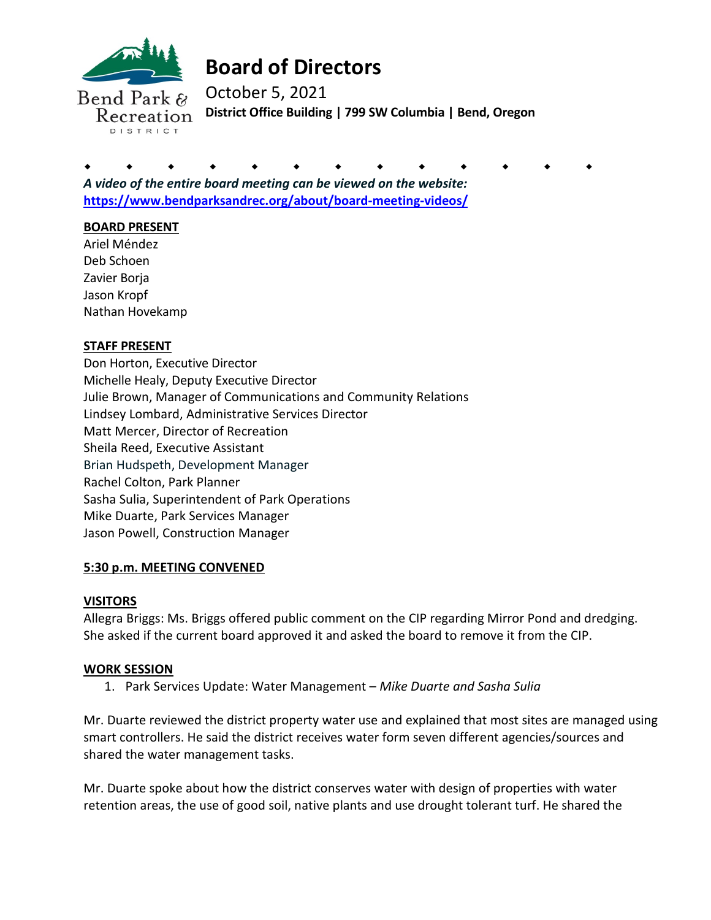# Board of Directors

October 5, 2021

**District Office Building | 799 SW Columbia | Bend, Oregon**

◆ ◆ ◆ ◆ ◆ ◆ ◆ ◆ ◆ ◆ ◆ ◆ ◆

***A video of the entire board meeting can be viewed on the website:***
**https://www.bendparksandrec.org/about/board-meeting-videos/**

**BOARD PRESENT**

Ariel Méndez
Deb Schoen
Zavier Borja
Jason Kropf
Nathan Hovekamp

**STAFF PRESENT**

Don Horton, Executive Director
Michelle Healy, Deputy Executive Director
Julie Brown, Manager of Communications and Community Relations
Lindsey Lombard, Administrative Services Director
Matt Mercer, Director of Recreation
Sheila Reed, Executive Assistant
Brian Hudspeth, Development Manager
Rachel Colton, Park Planner
Sasha Sulia, Superintendent of Park Operations
Mike Duarte, Park Services Manager
Jason Powell, Construction Manager

**5:30 p.m. MEETING CONVENED**

**VISITORS**

Allegra Briggs: Ms. Briggs offered public comment on the CIP regarding Mirror Pond and dredging. She asked if the current board approved it and asked the board to remove it from the CIP.

**WORK SESSION**

1. Park Services Update: Water Management – *Mike Duarte and Sasha Sulia*

Mr. Duarte reviewed the district property water use and explained that most sites are managed using smart controllers. He said the district receives water form seven different agencies/sources and shared the water management tasks.

Mr. Duarte spoke about how the district conserves water with design of properties with water retention areas, the use of good soil, native plants and use drought tolerant turf. He shared the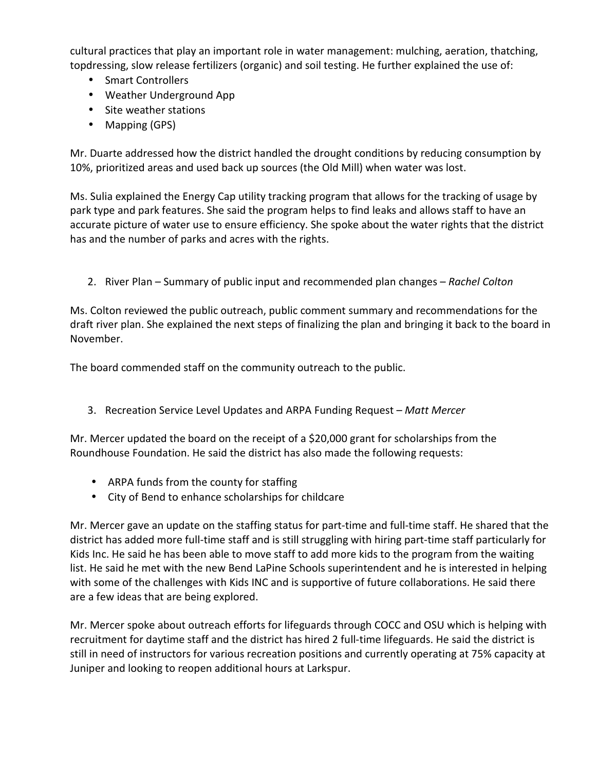cultural practices that play an important role in water management: mulching, aeration, thatching, topdressing, slow release fertilizers (organic) and soil testing. He further explained the use of:

- Smart Controllers
- Weather Underground App
- Site weather stations
- Mapping (GPS)

Mr. Duarte addressed how the district handled the drought conditions by reducing consumption by 10%, prioritized areas and used back up sources (the Old Mill) when water was lost.

Ms. Sulia explained the Energy Cap utility tracking program that allows for the tracking of usage by park type and park features. She said the program helps to find leaks and allows staff to have an accurate picture of water use to ensure efficiency. She spoke about the water rights that the district has and the number of parks and acres with the rights.

2. River Plan – Summary of public input and recommended plan changes – *Rachel Colton*

Ms. Colton reviewed the public outreach, public comment summary and recommendations for the draft river plan. She explained the next steps of finalizing the plan and bringing it back to the board in November.

The board commended staff on the community outreach to the public.

3. Recreation Service Level Updates and ARPA Funding Request – *Matt Mercer*

Mr. Mercer updated the board on the receipt of a $20,000 grant for scholarships from the Roundhouse Foundation. He said the district has also made the following requests:

- ARPA funds from the county for staffing
- City of Bend to enhance scholarships for childcare

Mr. Mercer gave an update on the staffing status for part-time and full-time staff. He shared that the district has added more full-time staff and is still struggling with hiring part-time staff particularly for Kids Inc. He said he has been able to move staff to add more kids to the program from the waiting list. He said he met with the new Bend LaPine Schools superintendent and he is interested in helping with some of the challenges with Kids INC and is supportive of future collaborations. He said there are a few ideas that are being explored.

Mr. Mercer spoke about outreach efforts for lifeguards through COCC and OSU which is helping with recruitment for daytime staff and the district has hired 2 full-time lifeguards. He said the district is still in need of instructors for various recreation positions and currently operating at 75% capacity at Juniper and looking to reopen additional hours at Larkspur.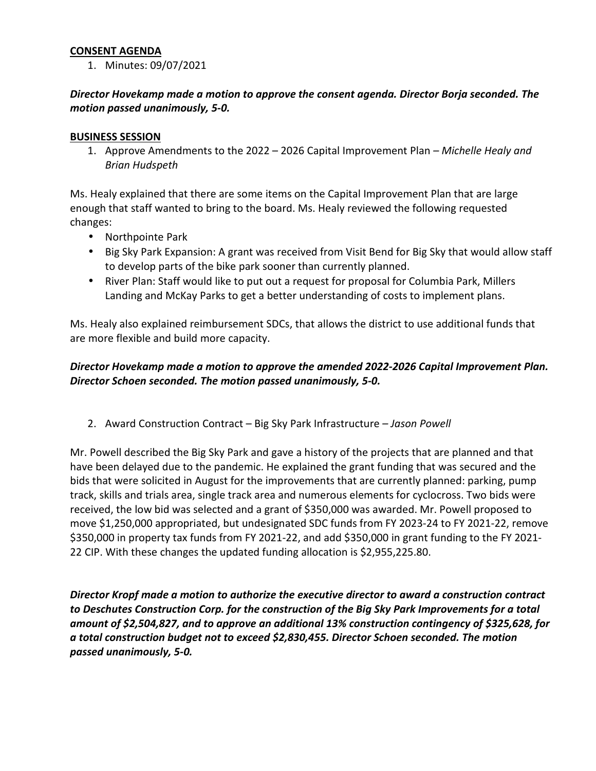**CONSENT AGENDA**

1. Minutes: 09/07/2021

***Director Hovekamp made a motion to approve the consent agenda. Director Borja seconded. The motion passed unanimously, 5-0.***

**BUSINESS SESSION**

1. Approve Amendments to the 2022 – 2026 Capital Improvement Plan – *Michelle Healy and Brian Hudspeth*

Ms. Healy explained that there are some items on the Capital Improvement Plan that are large enough that staff wanted to bring to the board. Ms. Healy reviewed the following requested changes:

- Northpointe Park
- Big Sky Park Expansion: A grant was received from Visit Bend for Big Sky that would allow staff to develop parts of the bike park sooner than currently planned.
- River Plan: Staff would like to put out a request for proposal for Columbia Park, Millers Landing and McKay Parks to get a better understanding of costs to implement plans.

Ms. Healy also explained reimbursement SDCs, that allows the district to use additional funds that are more flexible and build more capacity.

***Director Hovekamp made a motion to approve the amended 2022-2026 Capital Improvement Plan. Director Schoen seconded. The motion passed unanimously, 5-0.***

2. Award Construction Contract – Big Sky Park Infrastructure – *Jason Powell*

Mr. Powell described the Big Sky Park and gave a history of the projects that are planned and that have been delayed due to the pandemic. He explained the grant funding that was secured and the bids that were solicited in August for the improvements that are currently planned: parking, pump track, skills and trials area, single track area and numerous elements for cyclocross. Two bids were received, the low bid was selected and a grant of $350,000 was awarded. Mr. Powell proposed to move $1,250,000 appropriated, but undesignated SDC funds from FY 2023-24 to FY 2021-22, remove $350,000 in property tax funds from FY 2021-22, and add $350,000 in grant funding to the FY 2021-22 CIP. With these changes the updated funding allocation is $2,955,225.80.

***Director Kropf made a motion to authorize the executive director to award a construction contract to Deschutes Construction Corp. for the construction of the Big Sky Park Improvements for a total amount of $2,504,827, and to approve an additional 13% construction contingency of $325,628, for a total construction budget not to exceed $2,830,455. Director Schoen seconded. The motion passed unanimously, 5-0.***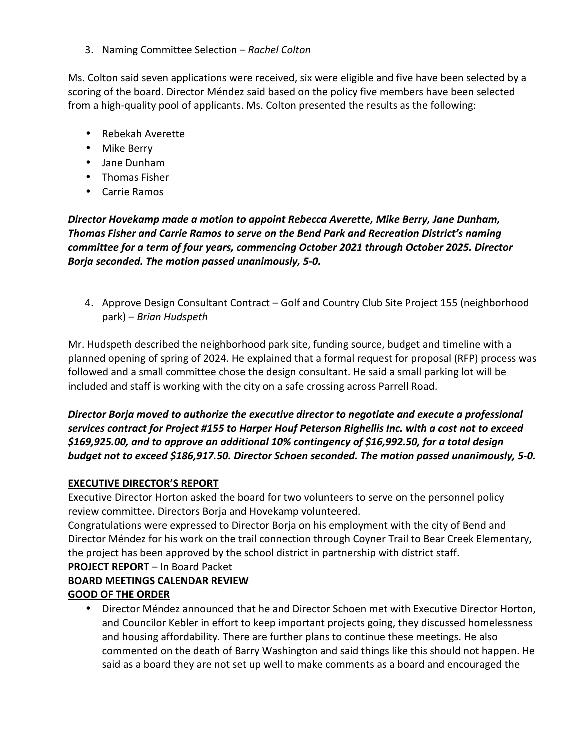3. Naming Committee Selection – *Rachel Colton*

Ms. Colton said seven applications were received, six were eligible and five have been selected by a scoring of the board. Director Méndez said based on the policy five members have been selected from a high-quality pool of applicants. Ms. Colton presented the results as the following:

- Rebekah Averette
- Mike Berry
- Jane Dunham
- Thomas Fisher
- Carrie Ramos

***Director Hovekamp made a motion to appoint Rebecca Averette, Mike Berry, Jane Dunham, Thomas Fisher and Carrie Ramos to serve on the Bend Park and Recreation District's naming committee for a term of four years, commencing October 2021 through October 2025. Director Borja seconded. The motion passed unanimously, 5-0.***

4. Approve Design Consultant Contract – Golf and Country Club Site Project 155 (neighborhood park) – *Brian Hudspeth*

Mr. Hudspeth described the neighborhood park site, funding source, budget and timeline with a planned opening of spring of 2024. He explained that a formal request for proposal (RFP) process was followed and a small committee chose the design consultant. He said a small parking lot will be included and staff is working with the city on a safe crossing across Parrell Road.

***Director Borja moved to authorize the executive director to negotiate and execute a professional services contract for Project #155 to Harper Houf Peterson Righellis Inc. with a cost not to exceed $169,925.00, and to approve an additional 10% contingency of $16,992.50, for a total design budget not to exceed $186,917.50. Director Schoen seconded. The motion passed unanimously, 5-0.***

**EXECUTIVE DIRECTOR'S REPORT**

Executive Director Horton asked the board for two volunteers to serve on the personnel policy review committee. Directors Borja and Hovekamp volunteered.

Congratulations were expressed to Director Borja on his employment with the city of Bend and Director Méndez for his work on the trail connection through Coyner Trail to Bear Creek Elementary, the project has been approved by the school district in partnership with district staff.

**PROJECT REPORT** – In Board Packet

**BOARD MEETINGS CALENDAR REVIEW**

**GOOD OF THE ORDER**

- Director Méndez announced that he and Director Schoen met with Executive Director Horton, and Councilor Kebler in effort to keep important projects going, they discussed homelessness and housing affordability. There are further plans to continue these meetings. He also commented on the death of Barry Washington and said things like this should not happen. He said as a board they are not set up well to make comments as a board and encouraged the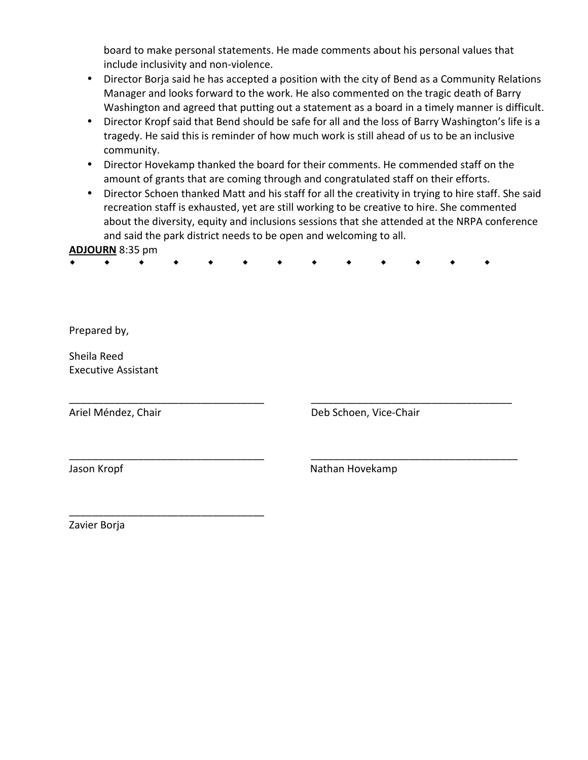board to make personal statements. He made comments about his personal values that include inclusivity and non-violence.

- Director Borja said he has accepted a position with the city of Bend as a Community Relations Manager and looks forward to the work. He also commented on the tragic death of Barry Washington and agreed that putting out a statement as a board in a timely manner is difficult.
- Director Kropf said that Bend should be safe for all and the loss of Barry Washington's life is a tragedy. He said this is reminder of how much work is still ahead of us to be an inclusive community.
- Director Hovekamp thanked the board for their comments. He commended staff on the amount of grants that are coming through and congratulated staff on their efforts.
- Director Schoen thanked Matt and his staff for all the creativity in trying to hire staff. She said recreation staff is exhausted, yet are still working to be creative to hire. She commented about the diversity, equity and inclusions sessions that she attended at the NRPA conference and said the park district needs to be open and welcoming to all.

**ADJOURN** 8:35 pm

◆ ◆ ◆ ◆ ◆ ◆ ◆ ◆ ◆ ◆ ◆ ◆ ◆

Prepared by,

Sheila Reed
Executive Assistant

\_\_\_\_\_\_\_\_\_\_\_\_\_\_\_\_\_\_\_\_\_\_\_\_\_\_\_\_\_\_\_\_\_\_
Ariel Méndez, Chair

\_\_\_\_\_\_\_\_\_\_\_\_\_\_\_\_\_\_\_\_\_\_\_\_\_\_\_\_\_\_\_\_\_\_
Deb Schoen, Vice-Chair

\_\_\_\_\_\_\_\_\_\_\_\_\_\_\_\_\_\_\_\_\_\_\_\_\_\_\_\_\_\_\_\_\_\_
Jason Kropf

\_\_\_\_\_\_\_\_\_\_\_\_\_\_\_\_\_\_\_\_\_\_\_\_\_\_\_\_\_\_\_\_\_\_
Nathan Hovekamp

\_\_\_\_\_\_\_\_\_\_\_\_\_\_\_\_\_\_\_\_\_\_\_\_\_\_\_\_\_\_\_\_\_\_
Zavier Borja